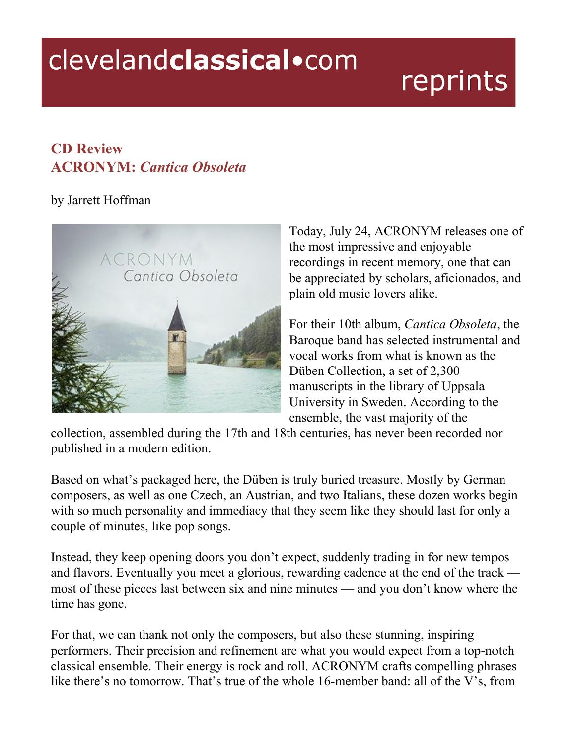# clevelandclassical•com reprints

## CD Review
## ACRONYM: *Cantica Obsoleta*

by Jarrett Hoffman

Today, July 24, ACRONYM releases one of the most impressive and enjoyable recordings in recent memory, one that can be appreciated by scholars, aficionados, and plain old music lovers alike.

For their 10th album, *Cantica Obsoleta*, the Baroque band has selected instrumental and vocal works from what is known as the Düben Collection, a set of 2,300 manuscripts in the library of Uppsala University in Sweden. According to the ensemble, the vast majority of the collection, assembled during the 17th and 18th centuries, has never been recorded nor published in a modern edition.

Based on what's packaged here, the Düben is truly buried treasure. Mostly by German composers, as well as one Czech, an Austrian, and two Italians, these dozen works begin with so much personality and immediacy that they seem like they should last for only a couple of minutes, like pop songs.

Instead, they keep opening doors you don't expect, suddenly trading in for new tempos and flavors. Eventually you meet a glorious, rewarding cadence at the end of the track — most of these pieces last between six and nine minutes — and you don't know where the time has gone.

For that, we can thank not only the composers, but also these stunning, inspiring performers. Their precision and refinement are what you would expect from a top-notch classical ensemble. Their energy is rock and roll. ACRONYM crafts compelling phrases like there's no tomorrow. That's true of the whole 16-member band: all of the V's, from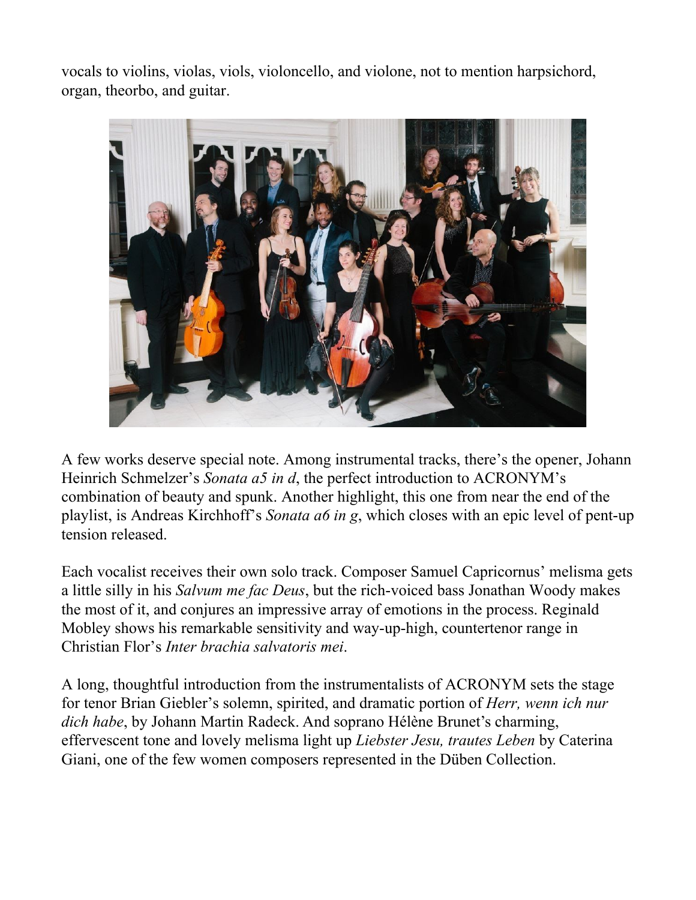vocals to violins, violas, viols, violoncello, and violone, not to mention harpsichord, organ, theorbo, and guitar.

A few works deserve special note. Among instrumental tracks, there's the opener, Johann Heinrich Schmelzer's *Sonata a5 in d*, the perfect introduction to ACRONYM's combination of beauty and spunk. Another highlight, this one from near the end of the playlist, is Andreas Kirchhoff's *Sonata a6 in g*, which closes with an epic level of pent-up tension released.

Each vocalist receives their own solo track. Composer Samuel Capricornus' melisma gets a little silly in his *Salvum me fac Deus*, but the rich-voiced bass Jonathan Woody makes the most of it, and conjures an impressive array of emotions in the process. Reginald Mobley shows his remarkable sensitivity and way-up-high, countertenor range in Christian Flor's *Inter brachia salvatoris mei*.

A long, thoughtful introduction from the instrumentalists of ACRONYM sets the stage for tenor Brian Giebler's solemn, spirited, and dramatic portion of *Herr, wenn ich nur dich habe*, by Johann Martin Radeck. And soprano Hélène Brunet's charming, effervescent tone and lovely melisma light up *Liebster Jesu, trautes Leben* by Caterina Giani, one of the few women composers represented in the Düben Collection.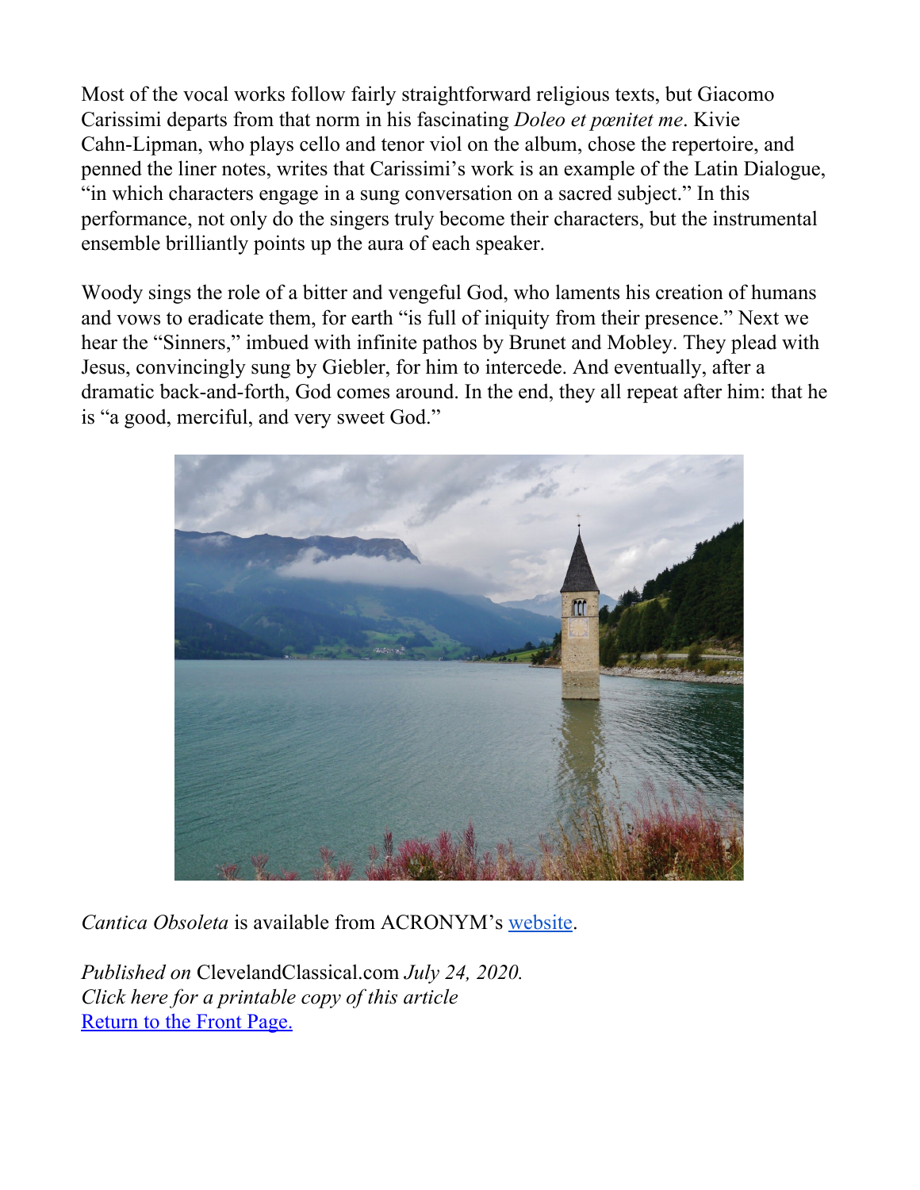Most of the vocal works follow fairly straightforward religious texts, but Giacomo Carissimi departs from that norm in his fascinating *Doleo et pœnitet me*. Kivie Cahn-Lipman, who plays cello and tenor viol on the album, chose the repertoire, and penned the liner notes, writes that Carissimi's work is an example of the Latin Dialogue, "in which characters engage in a sung conversation on a sacred subject." In this performance, not only do the singers truly become their characters, but the instrumental ensemble brilliantly points up the aura of each speaker.

Woody sings the role of a bitter and vengeful God, who laments his creation of humans and vows to eradicate them, for earth "is full of iniquity from their presence." Next we hear the "Sinners," imbued with infinite pathos by Brunet and Mobley. They plead with Jesus, convincingly sung by Giebler, for him to intercede. And eventually, after a dramatic back-and-forth, God comes around. In the end, they all repeat after him: that he is "a good, merciful, and very sweet God."

*Cantica Obsoleta* is available from ACRONYM's [website](website).

*Published on* ClevelandClassical.com *July 24, 2020.*
*Click here for a printable copy of this article*
[Return to the Front Page.](Return to the Front Page.)